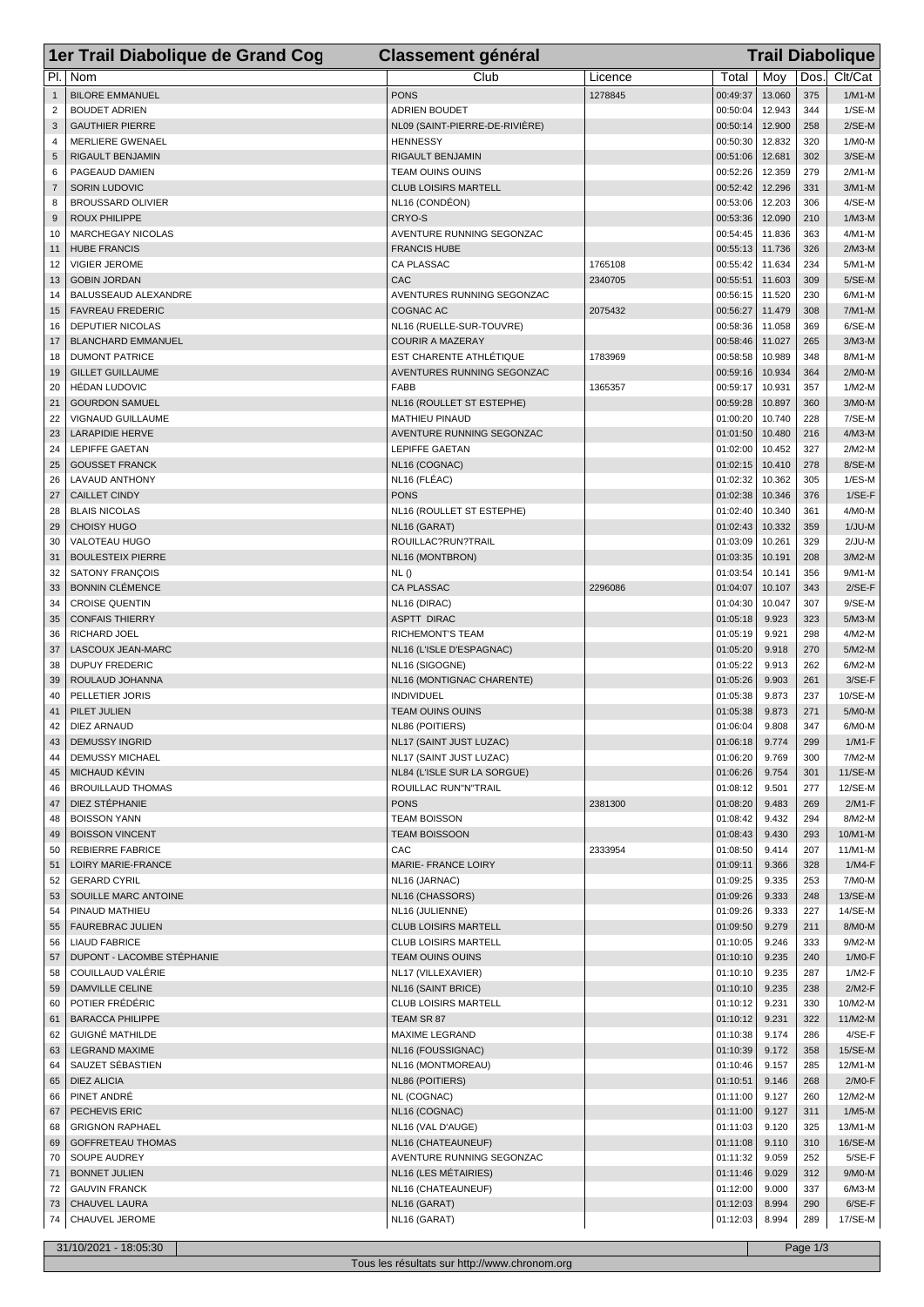# 1er Trail Diabolique de Grand Cog — Classement général — Trail Diabolique

| Pl. | Nom | Club | Licence | Total | Moy | Dos. | Clt/Cat |
|---|---|---|---|---|---|---|---|
| 1 | BILORE EMMANUEL | PONS | 1278845 | 00:49:37 | 13.060 | 375 | 1/M1-M |
| 2 | BOUDET ADRIEN | ADRIEN BOUDET | | 00:50:04 | 12.943 | 344 | 1/SE-M |
| 3 | GAUTHIER PIERRE | NL09 (SAINT-PIERRE-DE-RIVIÈRE) | | 00:50:14 | 12.900 | 258 | 2/SE-M |
| 4 | MERLIERE GWENAEL | HENNESSY | | 00:50:30 | 12.832 | 320 | 1/M0-M |
| 5 | RIGAULT BENJAMIN | RIGAULT BENJAMIN | | 00:51:06 | 12.681 | 302 | 3/SE-M |
| 6 | PAGEAUD DAMIEN | TEAM OUINS OUINS | | 00:52:26 | 12.359 | 279 | 2/M1-M |
| 7 | SORIN LUDOVIC | CLUB LOISIRS MARTELL | | 00:52:42 | 12.296 | 331 | 3/M1-M |
| 8 | BROUSSARD OLIVIER | NL16 (CONDÉON) | | 00:53:06 | 12.203 | 306 | 4/SE-M |
| 9 | ROUX PHILIPPE | CRYO-S | | 00:53:36 | 12.090 | 210 | 1/M3-M |
| 10 | MARCHEGAY NICOLAS | AVENTURE RUNNING SEGONZAC | | 00:54:45 | 11.836 | 363 | 4/M1-M |
| 11 | HUBE FRANCIS | FRANCIS HUBE | | 00:55:13 | 11.736 | 326 | 2/M3-M |
| 12 | VIGIER JEROME | CA PLASSAC | 1765108 | 00:55:42 | 11.634 | 234 | 5/M1-M |
| 13 | GOBIN JORDAN | CAC | 2340705 | 00:55:51 | 11.603 | 309 | 5/SE-M |
| 14 | BALUSSEAUD ALEXANDRE | AVENTURES RUNNING SEGONZAC | | 00:56:15 | 11.520 | 230 | 6/M1-M |
| 15 | FAVREAU FREDERIC | COGNAC AC | 2075432 | 00:56:27 | 11.479 | 308 | 7/M1-M |
| 16 | DEPUTIER NICOLAS | NL16 (RUELLE-SUR-TOUVRE) | | 00:58:36 | 11.058 | 369 | 6/SE-M |
| 17 | BLANCHARD EMMANUEL | COURIR A MAZERAY | | 00:58:46 | 11.027 | 265 | 3/M3-M |
| 18 | DUMONT PATRICE | EST CHARENTE ATHLÉTIQUE | 1783969 | 00:58:58 | 10.989 | 348 | 8/M1-M |
| 19 | GILLET GUILLAUME | AVENTURES RUNNING SEGONZAC | | 00:59:16 | 10.934 | 364 | 2/M0-M |
| 20 | HÉDAN LUDOVIC | FABB | 1365357 | 00:59:17 | 10.931 | 357 | 1/M2-M |
| 21 | GOURDON SAMUEL | NL16 (ROULLET ST ESTEPHE) | | 00:59:28 | 10.897 | 360 | 3/M0-M |
| 22 | VIGNAUD GUILLAUME | MATHIEU PINAUD | | 01:00:20 | 10.740 | 228 | 7/SE-M |
| 23 | LARAPIDIE HERVE | AVENTURE RUNNING SEGONZAC | | 01:01:50 | 10.480 | 216 | 4/M3-M |
| 24 | LEPIFFE GAETAN | LEPIFFE GAETAN | | 01:02:00 | 10.452 | 327 | 2/M2-M |
| 25 | GOUSSET FRANCK | NL16 (COGNAC) | | 01:02:15 | 10.410 | 278 | 8/SE-M |
| 26 | LAVAUD ANTHONY | NL16 (FLÉAC) | | 01:02:32 | 10.362 | 305 | 1/ES-M |
| 27 | CAILLET CINDY | PONS | | 01:02:38 | 10.346 | 376 | 1/SE-F |
| 28 | BLAIS NICOLAS | NL16 (ROULLET ST ESTEPHE) | | 01:02:40 | 10.340 | 361 | 4/M0-M |
| 29 | CHOISY HUGO | NL16 (GARAT) | | 01:02:43 | 10.332 | 359 | 1/JU-M |
| 30 | VALOTEAU HUGO | ROUILLAC?RUN?TRAIL | | 01:03:09 | 10.261 | 329 | 2/JU-M |
| 31 | BOULESTEIX PIERRE | NL16 (MONTBRON) | | 01:03:35 | 10.191 | 208 | 3/M2-M |
| 32 | SATONY FRANÇOIS | NL () | | 01:03:54 | 10.141 | 356 | 9/M1-M |
| 33 | BONNIN CLÉMENCE | CA PLASSAC | 2296086 | 01:04:07 | 10.107 | 343 | 2/SE-F |
| 34 | CROISE QUENTIN | NL16 (DIRAC) | | 01:04:30 | 10.047 | 307 | 9/SE-M |
| 35 | CONFAIS THIERRY | ASPTT DIRAC | | 01:05:18 | 9.923 | 323 | 5/M3-M |
| 36 | RICHARD JOEL | RICHEMONT'S TEAM | | 01:05:19 | 9.921 | 298 | 4/M2-M |
| 37 | LASCOUX JEAN-MARC | NL16 (L'ISLE D'ESPAGNAC) | | 01:05:20 | 9.918 | 270 | 5/M2-M |
| 38 | DUPUY FREDERIC | NL16 (SIGOGNE) | | 01:05:22 | 9.913 | 262 | 6/M2-M |
| 39 | ROULAUD JOHANNA | NL16 (MONTIGNAC CHARENTE) | | 01:05:26 | 9.903 | 261 | 3/SE-F |
| 40 | PELLETIER JORIS | INDIVIDUEL | | 01:05:38 | 9.873 | 237 | 10/SE-M |
| 41 | PILET JULIEN | TEAM OUINS OUINS | | 01:05:38 | 9.873 | 271 | 5/M0-M |
| 42 | DIEZ ARNAUD | NL86 (POITIERS) | | 01:06:04 | 9.808 | 347 | 6/M0-M |
| 43 | DEMUSSY INGRID | NL17 (SAINT JUST LUZAC) | | 01:06:18 | 9.774 | 299 | 1/M1-F |
| 44 | DEMUSSY MICHAEL | NL17 (SAINT JUST LUZAC) | | 01:06:20 | 9.769 | 300 | 7/M2-M |
| 45 | MICHAUD KÉVIN | NL84 (L'ISLE SUR LA SORGUE) | | 01:06:26 | 9.754 | 301 | 11/SE-M |
| 46 | BROUILLAUD THOMAS | ROUILLAC RUN"N"TRAIL | | 01:08:12 | 9.501 | 277 | 12/SE-M |
| 47 | DIEZ STÉPHANIE | PONS | 2381300 | 01:08:20 | 9.483 | 269 | 2/M1-F |
| 48 | BOISSON YANN | TEAM BOISSON | | 01:08:42 | 9.432 | 294 | 8/M2-M |
| 49 | BOISSON VINCENT | TEAM BOISSOON | | 01:08:43 | 9.430 | 293 | 10/M1-M |
| 50 | REBIERRE FABRICE | CAC | 2333954 | 01:08:50 | 9.414 | 207 | 11/M1-M |
| 51 | LOIRY MARIE-FRANCE | MARIE- FRANCE LOIRY | | 01:09:11 | 9.366 | 328 | 1/M4-F |
| 52 | GERARD CYRIL | NL16 (JARNAC) | | 01:09:25 | 9.335 | 253 | 7/M0-M |
| 53 | SOUILLE MARC ANTOINE | NL16 (CHASSORS) | | 01:09:26 | 9.333 | 248 | 13/SE-M |
| 54 | PINAUD MATHIEU | NL16 (JULIENNE) | | 01:09:26 | 9.333 | 227 | 14/SE-M |
| 55 | FAUREBRAC JULIEN | CLUB LOISIRS MARTELL | | 01:09:50 | 9.279 | 211 | 8/M0-M |
| 56 | LIAUD FABRICE | CLUB LOISIRS MARTELL | | 01:10:05 | 9.246 | 333 | 9/M2-M |
| 57 | DUPONT - LACOMBE STÉPHANIE | TEAM OUINS OUINS | | 01:10:10 | 9.235 | 240 | 1/M0-F |
| 58 | COUILLAUD VALÉRIE | NL17 (VILLEXAVIER) | | 01:10:10 | 9.235 | 287 | 1/M2-F |
| 59 | DAMVILLE CELINE | NL16 (SAINT BRICE) | | 01:10:10 | 9.235 | 238 | 2/M2-F |
| 60 | POTIER FRÉDÉRIC | CLUB LOISIRS MARTELL | | 01:10:12 | 9.231 | 330 | 10/M2-M |
| 61 | BARACCA PHILIPPE | TEAM SR 87 | | 01:10:12 | 9.231 | 322 | 11/M2-M |
| 62 | GUIGNÉ MATHILDE | MAXIME LEGRAND | | 01:10:38 | 9.174 | 286 | 4/SE-F |
| 63 | LEGRAND MAXIME | NL16 (FOUSSIGNAC) | | 01:10:39 | 9.172 | 358 | 15/SE-M |
| 64 | SAUZET SÉBASTIEN | NL16 (MONTMOREAU) | | 01:10:46 | 9.157 | 285 | 12/M1-M |
| 65 | DIEZ ALICIA | NL86 (POITIERS) | | 01:10:51 | 9.146 | 268 | 2/M0-F |
| 66 | PINET ANDRÉ | NL (COGNAC) | | 01:11:00 | 9.127 | 260 | 12/M2-M |
| 67 | PECHEVIS ERIC | NL16 (COGNAC) | | 01:11:00 | 9.127 | 311 | 1/M5-M |
| 68 | GRIGNON RAPHAEL | NL16 (VAL D'AUGE) | | 01:11:03 | 9.120 | 325 | 13/M1-M |
| 69 | GOFFRETEAU THOMAS | NL16 (CHATEAUNEUF) | | 01:11:08 | 9.110 | 310 | 16/SE-M |
| 70 | SOUPE AUDREY | AVENTURE RUNNING SEGONZAC | | 01:11:32 | 9.059 | 252 | 5/SE-F |
| 71 | BONNET JULIEN | NL16 (LES MÉTAIRIES) | | 01:11:46 | 9.029 | 312 | 9/M0-M |
| 72 | GAUVIN FRANCK | NL16 (CHATEAUNEUF) | | 01:12:00 | 9.000 | 337 | 6/M3-M |
| 73 | CHAUVEL LAURA | NL16 (GARAT) | | 01:12:03 | 8.994 | 290 | 6/SE-F |
| 74 | CHAUVEL JEROME | NL16 (GARAT) | | 01:12:03 | 8.994 | 289 | 17/SE-M |

31/10/2021 - 18:05:30

Tous les résultats sur http://www.chronom.org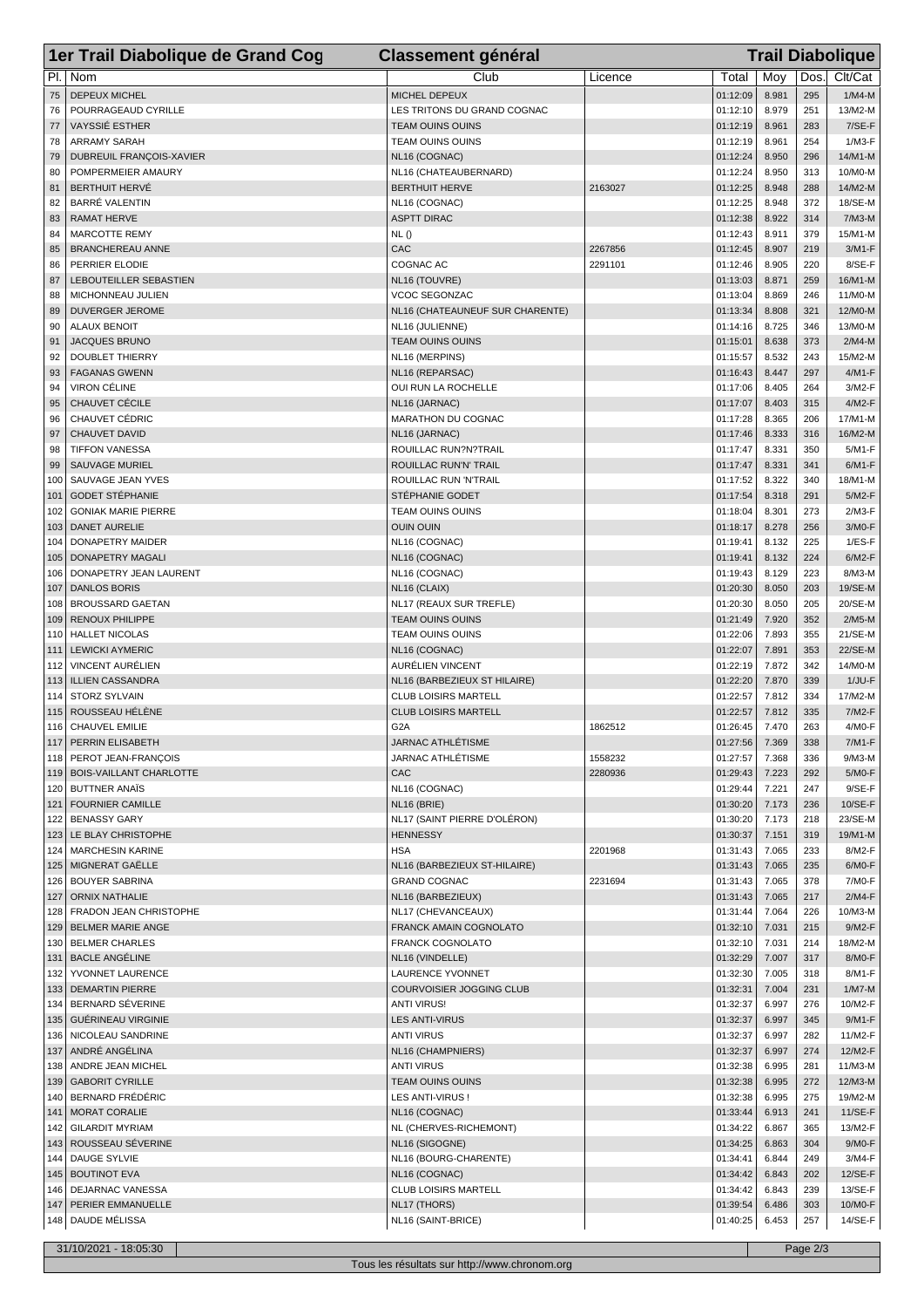| 1er Trail Diabolique de Grand Cog | | Classement général | | | | | Trail Diabolique |
|---|---|---|---|---|---|---|---|
| Pl. | Nom | Club | Licence | Total | Moy | Dos. | Clt/Cat |
| 75 | DEPEUX MICHEL | MICHEL DEPEUX | | 01:12:09 | 8.981 | 295 | 1/M4-M |
| 76 | POURRAGEAUD CYRILLE | LES TRITONS DU GRAND COGNAC | | 01:12:10 | 8.979 | 251 | 13/M2-M |
| 77 | VAYSSIÉ ESTHER | TEAM OUINS OUINS | | 01:12:19 | 8.961 | 283 | 7/SE-F |
| 78 | ARRAMY SARAH | TEAM OUINS OUINS | | 01:12:19 | 8.961 | 254 | 1/M3-F |
| 79 | DUBREUIL FRANÇOIS-XAVIER | NL16 (COGNAC) | | 01:12:24 | 8.950 | 296 | 14/M1-M |
| 80 | POMPERMEIER AMAURY | NL16 (CHATEAUBERNARD) | | 01:12:24 | 8.950 | 313 | 10/M0-M |
| 81 | BERTHUIT HERVÉ | BERTHUIT HERVE | 2163027 | 01:12:25 | 8.948 | 288 | 14/M2-M |
| 82 | BARRÉ VALENTIN | NL16 (COGNAC) | | 01:12:25 | 8.948 | 372 | 18/SE-M |
| 83 | RAMAT HERVE | ASPTT DIRAC | | 01:12:38 | 8.922 | 314 | 7/M3-M |
| 84 | MARCOTTE REMY | NL () | | 01:12:43 | 8.911 | 379 | 15/M1-M |
| 85 | BRANCHEREAU ANNE | CAC | 2267856 | 01:12:45 | 8.907 | 219 | 3/M1-F |
| 86 | PERRIER ELODIE | COGNAC AC | 2291101 | 01:12:46 | 8.905 | 220 | 8/SE-F |
| 87 | LEBOUTEILLER SEBASTIEN | NL16 (TOUVRE) | | 01:13:03 | 8.871 | 259 | 16/M1-M |
| 88 | MICHONNEAU JULIEN | VCOC SEGONZAC | | 01:13:04 | 8.869 | 246 | 11/M0-M |
| 89 | DUVERGER JEROME | NL16 (CHATEAUNEUF SUR CHARENTE) | | 01:13:34 | 8.808 | 321 | 12/M0-M |
| 90 | ALAUX BENOIT | NL16 (JULIENNE) | | 01:14:16 | 8.725 | 346 | 13/M0-M |
| 91 | JACQUES BRUNO | TEAM OUINS OUINS | | 01:15:01 | 8.638 | 373 | 2/M4-M |
| 92 | DOUBLET THIERRY | NL16 (MERPINS) | | 01:15:57 | 8.532 | 243 | 15/M2-M |
| 93 | FAGANAS GWENN | NL16 (REPARSAC) | | 01:16:43 | 8.447 | 297 | 4/M1-F |
| 94 | VIRON CÉLINE | OUI RUN LA ROCHELLE | | 01:17:06 | 8.405 | 264 | 3/M2-F |
| 95 | CHAUVET CÉCILE | NL16 (JARNAC) | | 01:17:07 | 8.403 | 315 | 4/M2-F |
| 96 | CHAUVET CÉDRIC | MARATHON DU COGNAC | | 01:17:28 | 8.365 | 206 | 17/M1-M |
| 97 | CHAUVET DAVID | NL16 (JARNAC) | | 01:17:46 | 8.333 | 316 | 16/M2-M |
| 98 | TIFFON VANESSA | ROUILLAC RUN?N?TRAIL | | 01:17:47 | 8.331 | 350 | 5/M1-F |
| 99 | SAUVAGE MURIEL | ROUILLAC RUN'N' TRAIL | | 01:17:47 | 8.331 | 341 | 6/M1-F |
| 100 | SAUVAGE JEAN YVES | ROUILLAC RUN 'N'TRAIL | | 01:17:52 | 8.322 | 340 | 18/M1-M |
| 101 | GODET STÉPHANIE | STÉPHANIE GODET | | 01:17:54 | 8.318 | 291 | 5/M2-F |
| 102 | GONIAK MARIE PIERRE | TEAM OUINS OUINS | | 01:18:04 | 8.301 | 273 | 2/M3-F |
| 103 | DANET AURELIE | OUIN OUIN | | 01:18:17 | 8.278 | 256 | 3/M0-F |
| 104 | DONAPETRY MAIDER | NL16 (COGNAC) | | 01:19:41 | 8.132 | 225 | 1/ES-F |
| 105 | DONAPETRY MAGALI | NL16 (COGNAC) | | 01:19:41 | 8.132 | 224 | 6/M2-F |
| 106 | DONAPETRY JEAN LAURENT | NL16 (COGNAC) | | 01:19:43 | 8.129 | 223 | 8/M3-M |
| 107 | DANLOS BORIS | NL16 (CLAIX) | | 01:20:30 | 8.050 | 203 | 19/SE-M |
| 108 | BROUSSARD GAETAN | NL17 (REAUX SUR TREFLE) | | 01:20:30 | 8.050 | 205 | 20/SE-M |
| 109 | RENOUX PHILIPPE | TEAM OUINS OUINS | | 01:21:49 | 7.920 | 352 | 2/M5-M |
| 110 | HALLET NICOLAS | TEAM OUINS OUINS | | 01:22:06 | 7.893 | 355 | 21/SE-M |
| 111 | LEWICKI AYMERIC | NL16 (COGNAC) | | 01:22:07 | 7.891 | 353 | 22/SE-M |
| 112 | VINCENT AURÉLIEN | AURÉLIEN VINCENT | | 01:22:19 | 7.872 | 342 | 14/M0-M |
| 113 | ILLIEN CASSANDRA | NL16 (BARBEZIEUX ST HILAIRE) | | 01:22:20 | 7.870 | 339 | 1/JU-F |
| 114 | STORZ SYLVAIN | CLUB LOISIRS MARTELL | | 01:22:57 | 7.812 | 334 | 17/M2-M |
| 115 | ROUSSEAU HÉLÈNE | CLUB LOISIRS MARTELL | | 01:22:57 | 7.812 | 335 | 7/M2-F |
| 116 | CHAUVEL EMILIE | G2A | 1862512 | 01:26:45 | 7.470 | 263 | 4/M0-F |
| 117 | PERRIN ELISABETH | JARNAC ATHLÉTISME | | 01:27:56 | 7.369 | 338 | 7/M1-F |
| 118 | PEROT JEAN-FRANÇOIS | JARNAC ATHLÉTISME | 1558232 | 01:27:57 | 7.368 | 336 | 9/M3-M |
| 119 | BOIS-VAILLANT CHARLOTTE | CAC | 2280936 | 01:29:43 | 7.223 | 292 | 5/M0-F |
| 120 | BUTTNER ANAÏS | NL16 (COGNAC) | | 01:29:44 | 7.221 | 247 | 9/SE-F |
| 121 | FOURNIER CAMILLE | NL16 (BRIE) | | 01:30:20 | 7.173 | 236 | 10/SE-F |
| 122 | BENASSY GARY | NL17 (SAINT PIERRE D'OLÉRON) | | 01:30:20 | 7.173 | 218 | 23/SE-M |
| 123 | LE BLAY CHRISTOPHE | HENNESSY | | 01:30:37 | 7.151 | 319 | 19/M1-M |
| 124 | MARCHESIN KARINE | HSA | 2201968 | 01:31:43 | 7.065 | 233 | 8/M2-F |
| 125 | MIGNERAT GAËLLE | NL16 (BARBEZIEUX ST-HILAIRE) | | 01:31:43 | 7.065 | 235 | 6/M0-F |
| 126 | BOUYER SABRINA | GRAND COGNAC | 2231694 | 01:31:43 | 7.065 | 378 | 7/M0-F |
| 127 | ORNIX NATHALIE | NL16 (BARBEZIEUX) | | 01:31:43 | 7.065 | 217 | 2/M4-F |
| 128 | FRADON JEAN CHRISTOPHE | NL17 (CHEVANCEAUX) | | 01:31:44 | 7.064 | 226 | 10/M3-M |
| 129 | BELMER MARIE ANGE | FRANCK AMAIN COGNOLATO | | 01:32:10 | 7.031 | 215 | 9/M2-F |
| 130 | BELMER CHARLES | FRANCK COGNOLATO | | 01:32:10 | 7.031 | 214 | 18/M2-M |
| 131 | BACLE ANGÉLINE | NL16 (VINDELLE) | | 01:32:29 | 7.007 | 317 | 8/M0-F |
| 132 | YVONNET LAURENCE | LAURENCE YVONNET | | 01:32:30 | 7.005 | 318 | 8/M1-F |
| 133 | DEMARTIN PIERRE | COURVOISIER JOGGING CLUB | | 01:32:31 | 7.004 | 231 | 1/M7-M |
| 134 | BERNARD SÉVERINE | ANTI VIRUS! | | 01:32:37 | 6.997 | 276 | 10/M2-F |
| 135 | GUÉRINEAU VIRGINIE | LES ANTI-VIRUS | | 01:32:37 | 6.997 | 345 | 9/M1-F |
| 136 | NICOLEAU SANDRINE | ANTI VIRUS | | 01:32:37 | 6.997 | 282 | 11/M2-F |
| 137 | ANDRÉ ANGÉLINA | NL16 (CHAMPNIERS) | | 01:32:37 | 6.997 | 274 | 12/M2-F |
| 138 | ANDRE JEAN MICHEL | ANTI VIRUS | | 01:32:38 | 6.995 | 281 | 11/M3-M |
| 139 | GABORIT CYRILLE | TEAM OUINS OUINS | | 01:32:38 | 6.995 | 272 | 12/M3-M |
| 140 | BERNARD FRÉDÉRIC | LES ANTI-VIRUS ! | | 01:32:38 | 6.995 | 275 | 19/M2-M |
| 141 | MORAT CORALIE | NL16 (COGNAC) | | 01:33:44 | 6.913 | 241 | 11/SE-F |
| 142 | GILARDIT MYRIAM | NL (CHERVES-RICHEMONT) | | 01:34:22 | 6.867 | 365 | 13/M2-F |
| 143 | ROUSSEAU SÉVERINE | NL16 (SIGOGNE) | | 01:34:25 | 6.863 | 304 | 9/M0-F |
| 144 | DAUGE SYLVIE | NL16 (BOURG-CHARENTE) | | 01:34:41 | 6.844 | 249 | 3/M4-F |
| 145 | BOUTINOT EVA | NL16 (COGNAC) | | 01:34:42 | 6.843 | 202 | 12/SE-F |
| 146 | DEJARNAC VANESSA | CLUB LOISIRS MARTELL | | 01:34:42 | 6.843 | 239 | 13/SE-F |
| 147 | PERIER EMMANUELLE | NL17 (THORS) | | 01:39:54 | 6.486 | 303 | 10/M0-F |
| 148 | DAUDE MÉLISSA | NL16 (SAINT-BRICE) | | 01:40:25 | 6.453 | 257 | 14/SE-F |

31/10/2021 - 18:05:30

Tous les résultats sur http://www.chronom.org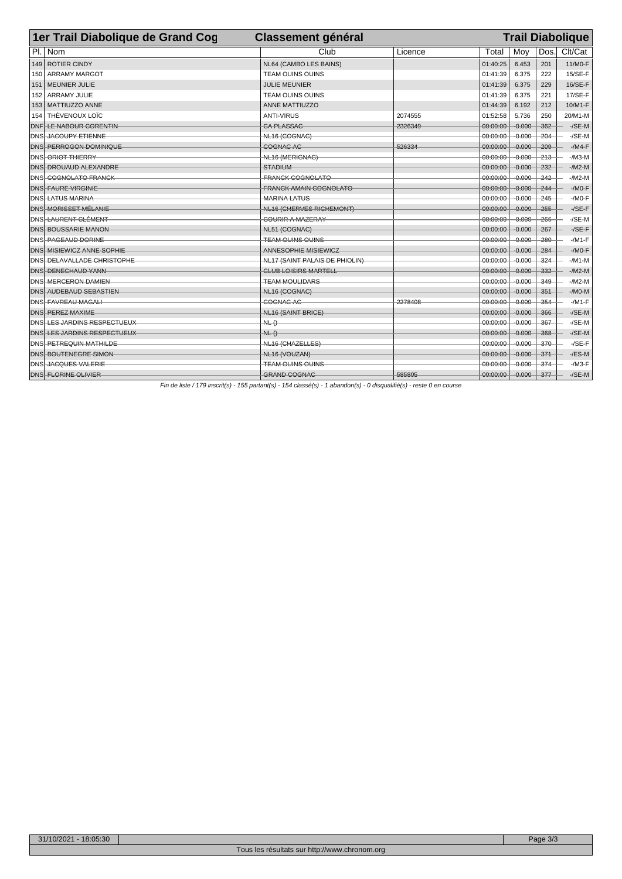# 1er Trail Diabolique de Grand Cog — Classement général — Trail Diabolique

| Pl. | Nom | Club | Licence | Total | Moy | Dos. | Clt/Cat |
|---|---|---|---|---|---|---|---|
| 149 | ROTIER CINDY | NL64 (CAMBO LES BAINS) | | 01:40:25 | 6.453 | 201 | 11/M0-F |
| 150 | ARRAMY MARGOT | TEAM OUINS OUINS | | 01:41:39 | 6.375 | 222 | 15/SE-F |
| 151 | MEUNIER JULIE | JULIE MEUNIER | | 01:41:39 | 6.375 | 229 | 16/SE-F |
| 152 | ARRAMY JULIE | TEAM OUINS OUINS | | 01:41:39 | 6.375 | 221 | 17/SE-F |
| 153 | MATTIUZZO ANNE | ANNE MATTIUZZO | | 01:44:39 | 6.192 | 212 | 10/M1-F |
| 154 | THÉVENOUX LOÏC | ANTI-VIRUS | 2074555 | 01:52:58 | 5.736 | 250 | 20/M1-M |
| DNF | ~~LE NABOUR CORENTIN~~ | ~~CA PLASSAC~~ | ~~2326349~~ | ~~00:00:00~~ | ~~0.000~~ | ~~362~~ | -/SE-M |
| DNS | ~~JACOUPY ETIENNE~~ | ~~NL16 (COGNAC)~~ | | ~~00:00:00~~ | ~~0.000~~ | ~~204~~ | -/SE-M |
| DNS | ~~PERROGON DOMINIQUE~~ | ~~COGNAC AC~~ | ~~526334~~ | ~~00:00:00~~ | ~~0.000~~ | ~~209~~ | -/M4-F |
| DNS | ~~ORIOT THIERRY~~ | ~~NL16 (MERIGNAC)~~ | | ~~00:00:00~~ | ~~0.000~~ | ~~213~~ | -/M3-M |
| DNS | ~~DROUAUD ALEXANDRE~~ | ~~STADIUM~~ | | ~~00:00:00~~ | ~~0.000~~ | ~~232~~ | -/M2-M |
| DNS | ~~COGNOLATO FRANCK~~ | ~~FRANCK COGNOLATO~~ | | ~~00:00:00~~ | ~~0.000~~ | ~~242~~ | -/M2-M |
| DNS | ~~FAURE VIRGINIE~~ | ~~FRANCK AMAIN COGNOLATO~~ | | ~~00:00:00~~ | ~~0.000~~ | ~~244~~ | -/M0-F |
| DNS | ~~LATUS MARINA~~ | ~~MARINA LATUS~~ | | ~~00:00:00~~ | ~~0.000~~ | ~~245~~ | -/M0-F |
| DNS | ~~MORISSET MÉLANIE~~ | ~~NL16 (CHERVES RICHEMONT)~~ | | ~~00:00:00~~ | ~~0.000~~ | ~~255~~ | -/SE-F |
| DNS | ~~LAURENT CLÉMENT~~ | ~~COURIR A MAZERAY~~ | | ~~00:00:00~~ | ~~0.000~~ | ~~266~~ | -/SE-M |
| DNS | ~~BOUSSARIE MANON~~ | ~~NL51 (COGNAC)~~ | | ~~00:00:00~~ | ~~0.000~~ | ~~267~~ | -/SE-F |
| DNS | ~~PAGEAUD DORINE~~ | ~~TEAM OUINS OUINS~~ | | ~~00:00:00~~ | ~~0.000~~ | ~~280~~ | -/M1-F |
| DNS | ~~MISIEWICZ ANNE SOPHIE~~ | ~~ANNESOPHIE MISIEWICZ~~ | | ~~00:00:00~~ | ~~0.000~~ | ~~284~~ | -/M0-F |
| DNS | ~~DELAVALLADE CHRISTOPHE~~ | ~~NL17 (SAINT PALAIS DE PHIOLIN)~~ | | ~~00:00:00~~ | ~~0.000~~ | ~~324~~ | -/M1-M |
| DNS | ~~DENECHAUD YANN~~ | ~~CLUB LOISIRS MARTELL~~ | | ~~00:00:00~~ | ~~0.000~~ | ~~332~~ | -/M2-M |
| DNS | ~~MERCERON DAMIEN~~ | ~~TEAM MOULIDARS~~ | | ~~00:00:00~~ | ~~0.000~~ | ~~349~~ | -/M2-M |
| DNS | ~~AUDEBAUD SEBASTIEN~~ | ~~NL16 (COGNAC)~~ | | ~~00:00:00~~ | ~~0.000~~ | ~~351~~ | -/M0-M |
| DNS | ~~FAVREAU MAGALI~~ | ~~COGNAC AC~~ | ~~2278408~~ | ~~00:00:00~~ | ~~0.000~~ | ~~354~~ | -/M1-F |
| DNS | ~~PEREZ MAXIME~~ | ~~NL16 (SAINT BRICE)~~ | | ~~00:00:00~~ | ~~0.000~~ | ~~366~~ | -/SE-M |
| DNS | ~~LES JARDINS RESPECTUEUX~~ | ~~NL ()~~ | | ~~00:00:00~~ | ~~0.000~~ | ~~367~~ | -/SE-M |
| DNS | ~~LES JARDINS RESPECTUEUX~~ | ~~NL ()~~ | | ~~00:00:00~~ | ~~0.000~~ | ~~368~~ | -/SE-M |
| DNS | ~~PETREQUIN MATHILDE~~ | ~~NL16 (CHAZELLES)~~ | | ~~00:00:00~~ | ~~0.000~~ | ~~370~~ | -/SE-F |
| DNS | ~~BOUTENEGRE SIMON~~ | ~~NL16 (VOUZAN)~~ | | ~~00:00:00~~ | ~~0.000~~ | ~~371~~ | -/ES-M |
| DNS | ~~JACQUES VALERIE~~ | ~~TEAM OUINS OUINS~~ | | ~~00:00:00~~ | ~~0.000~~ | ~~374~~ | -/M3-F |
| DNS | ~~FLORINE OLIVIER~~ | ~~GRAND COGNAC~~ | ~~585805~~ | ~~00:00:00~~ | ~~0.000~~ | ~~377~~ | -/SE-M |

*Fin de liste / 179 inscrit(s) - 155 partant(s) - 154 classé(s) - 1 abandon(s) - 0 disqualifié(s) - reste 0 en course*

31/10/2021 - 18:05:30

Tous les résultats sur http://www.chronom.org